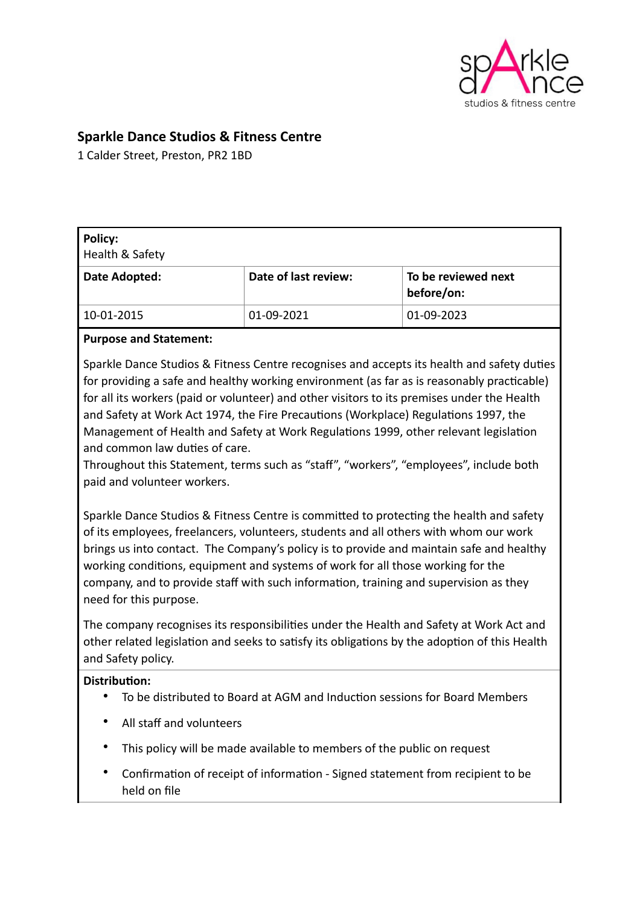**Sparkle Dance Studios & Fitness Centre**
1 Calder Street, Preston, PR2 1BD

| **Policy:** Health & Safety | | |
|---|---|---|
| **Date Adopted:** | **Date of last review:** | **To be reviewed next before/on:** |
| 10-01-2015 | 01-09-2021 | 01-09-2023 |

**Purpose and Statement:**

Sparkle Dance Studios & Fitness Centre recognises and accepts its health and safety duties for providing a safe and healthy working environment (as far as is reasonably practicable) for all its workers (paid or volunteer) and other visitors to its premises under the Health and Safety at Work Act 1974, the Fire Precautions (Workplace) Regulations 1997, the Management of Health and Safety at Work Regulations 1999, other relevant legislation and common law duties of care.
Throughout this Statement, terms such as "staff", "workers", "employees", include both paid and volunteer workers.

Sparkle Dance Studios & Fitness Centre is committed to protecting the health and safety of its employees, freelancers, volunteers, students and all others with whom our work brings us into contact. The Company's policy is to provide and maintain safe and healthy working conditions, equipment and systems of work for all those working for the company, and to provide staff with such information, training and supervision as they need for this purpose.

The company recognises its responsibilities under the Health and Safety at Work Act and other related legislation and seeks to satisfy its obligations by the adoption of this Health and Safety policy.

**Distribution:**

- To be distributed to Board at AGM and Induction sessions for Board Members
- All staff and volunteers
- This policy will be made available to members of the public on request
- Confirmation of receipt of information - Signed statement from recipient to be held on file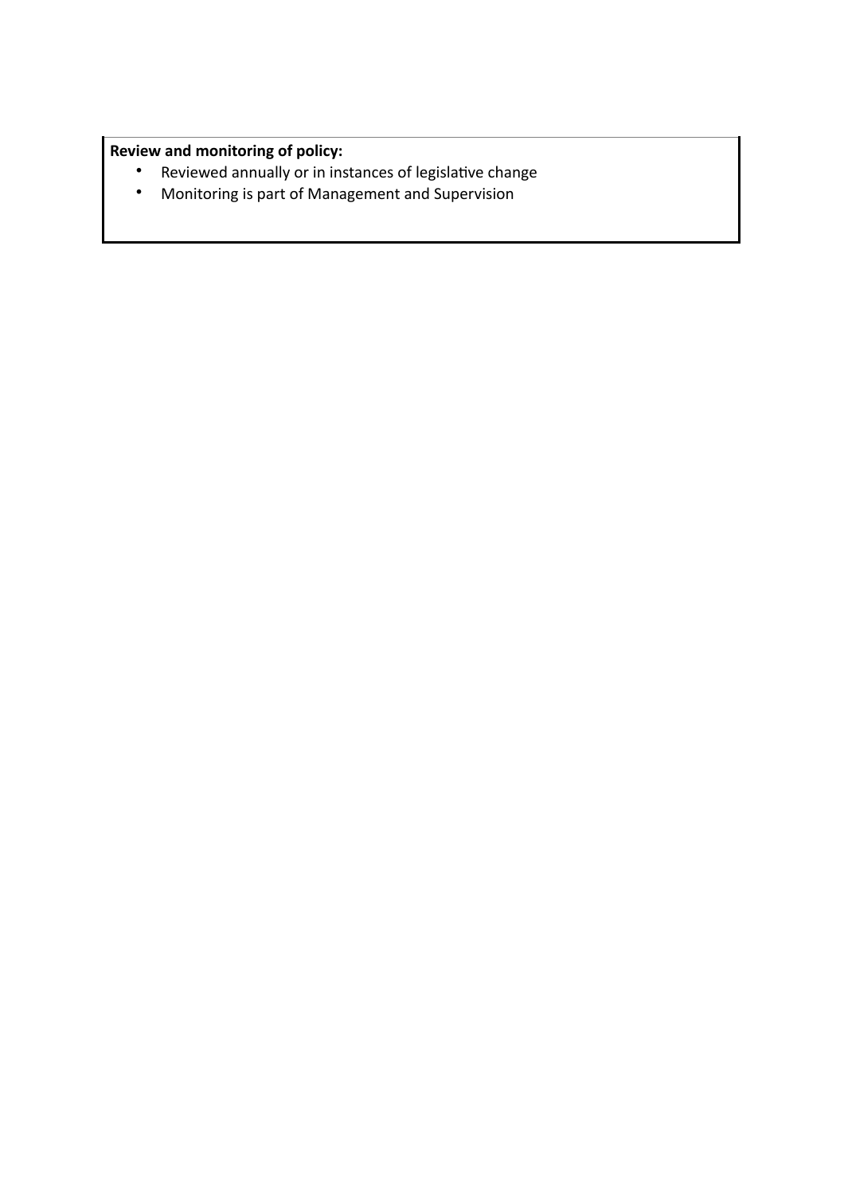**Review and monitoring of policy:**

- Reviewed annually or in instances of legislative change
- Monitoring is part of Management and Supervision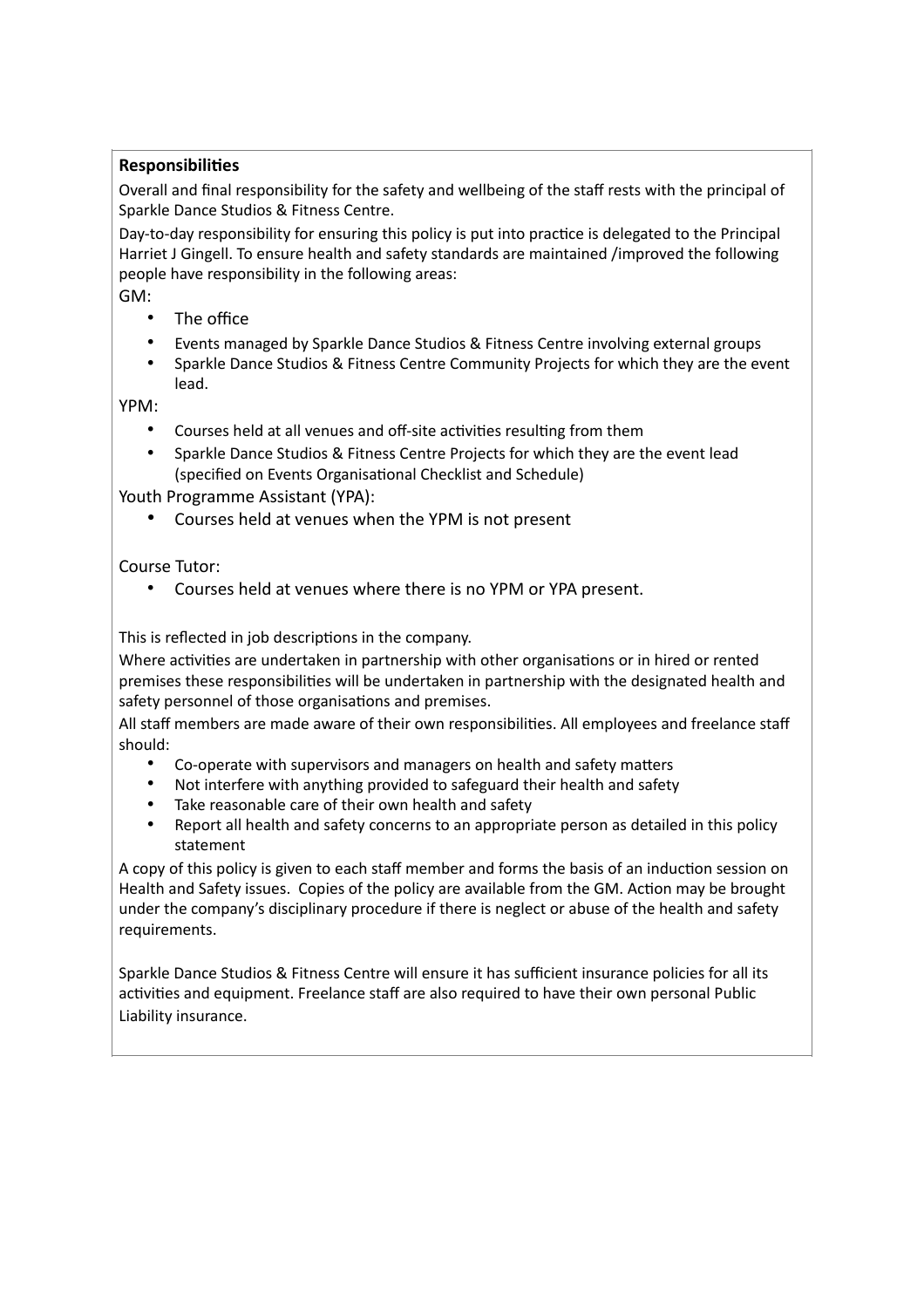**Responsibilities**

Overall and final responsibility for the safety and wellbeing of the staff rests with the principal of Sparkle Dance Studios & Fitness Centre.

Day-to-day responsibility for ensuring this policy is put into practice is delegated to the Principal Harriet J Gingell. To ensure health and safety standards are maintained /improved the following people have responsibility in the following areas:

GM:

- The office
- Events managed by Sparkle Dance Studios & Fitness Centre involving external groups
- Sparkle Dance Studios & Fitness Centre Community Projects for which they are the event lead.

YPM:

- Courses held at all venues and off-site activities resulting from them
- Sparkle Dance Studios & Fitness Centre Projects for which they are the event lead (specified on Events Organisational Checklist and Schedule)

Youth Programme Assistant (YPA):

- Courses held at venues when the YPM is not present

Course Tutor:

- Courses held at venues where there is no YPM or YPA present.

This is reflected in job descriptions in the company.

Where activities are undertaken in partnership with other organisations or in hired or rented premises these responsibilities will be undertaken in partnership with the designated health and safety personnel of those organisations and premises.

All staff members are made aware of their own responsibilities. All employees and freelance staff should:

- Co-operate with supervisors and managers on health and safety matters
- Not interfere with anything provided to safeguard their health and safety
- Take reasonable care of their own health and safety
- Report all health and safety concerns to an appropriate person as detailed in this policy statement

A copy of this policy is given to each staff member and forms the basis of an induction session on Health and Safety issues. Copies of the policy are available from the GM. Action may be brought under the company's disciplinary procedure if there is neglect or abuse of the health and safety requirements.

Sparkle Dance Studios & Fitness Centre will ensure it has sufficient insurance policies for all its activities and equipment. Freelance staff are also required to have their own personal Public Liability insurance.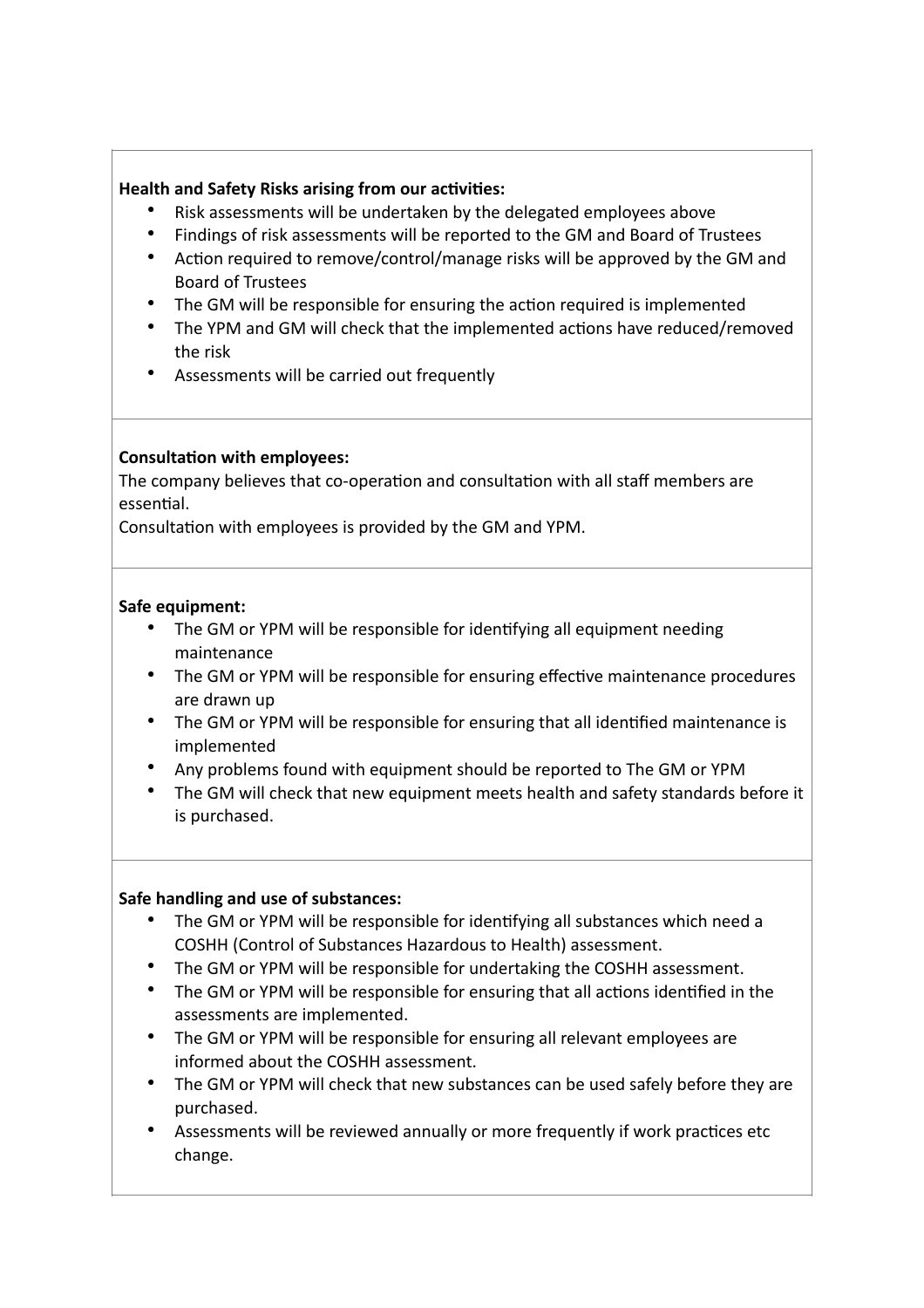**Health and Safety Risks arising from our activities:**

- Risk assessments will be undertaken by the delegated employees above
- Findings of risk assessments will be reported to the GM and Board of Trustees
- Action required to remove/control/manage risks will be approved by the GM and Board of Trustees
- The GM will be responsible for ensuring the action required is implemented
- The YPM and GM will check that the implemented actions have reduced/removed the risk
- Assessments will be carried out frequently

**Consultation with employees:**

The company believes that co-operation and consultation with all staff members are essential.

Consultation with employees is provided by the GM and YPM.

**Safe equipment:**

- The GM or YPM will be responsible for identifying all equipment needing maintenance
- The GM or YPM will be responsible for ensuring effective maintenance procedures are drawn up
- The GM or YPM will be responsible for ensuring that all identified maintenance is implemented
- Any problems found with equipment should be reported to The GM or YPM
- The GM will check that new equipment meets health and safety standards before it is purchased.

**Safe handling and use of substances:**

- The GM or YPM will be responsible for identifying all substances which need a COSHH (Control of Substances Hazardous to Health) assessment.
- The GM or YPM will be responsible for undertaking the COSHH assessment.
- The GM or YPM will be responsible for ensuring that all actions identified in the assessments are implemented.
- The GM or YPM will be responsible for ensuring all relevant employees are informed about the COSHH assessment.
- The GM or YPM will check that new substances can be used safely before they are purchased.
- Assessments will be reviewed annually or more frequently if work practices etc change.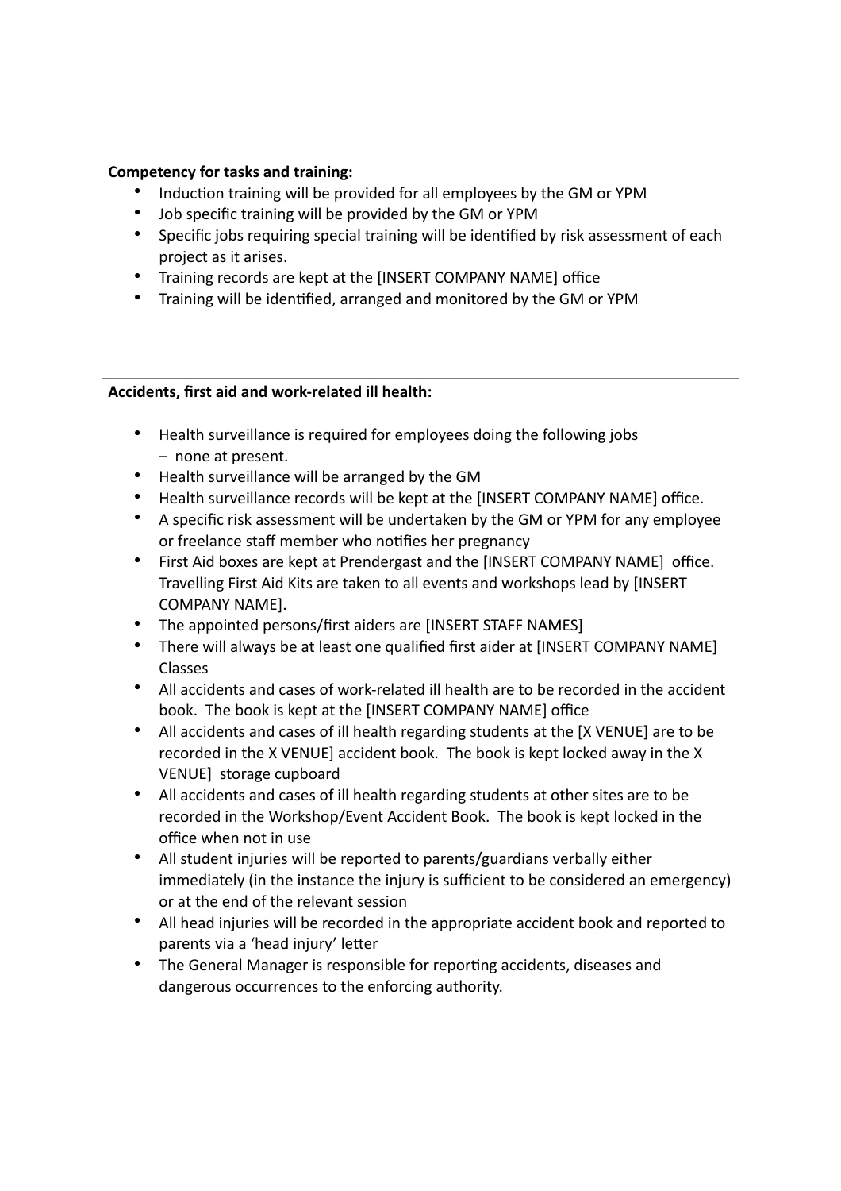**Competency for tasks and training:**

- Induction training will be provided for all employees by the GM or YPM
- Job specific training will be provided by the GM or YPM
- Specific jobs requiring special training will be identified by risk assessment of each project as it arises.
- Training records are kept at the [INSERT COMPANY NAME] office
- Training will be identified, arranged and monitored by the GM or YPM

**Accidents, first aid and work-related ill health:**

- Health surveillance is required for employees doing the following jobs – none at present.
- Health surveillance will be arranged by the GM
- Health surveillance records will be kept at the [INSERT COMPANY NAME] office.
- A specific risk assessment will be undertaken by the GM or YPM for any employee or freelance staff member who notifies her pregnancy
- First Aid boxes are kept at Prendergast and the [INSERT COMPANY NAME] office. Travelling First Aid Kits are taken to all events and workshops lead by [INSERT COMPANY NAME].
- The appointed persons/first aiders are [INSERT STAFF NAMES]
- There will always be at least one qualified first aider at [INSERT COMPANY NAME] Classes
- All accidents and cases of work-related ill health are to be recorded in the accident book. The book is kept at the [INSERT COMPANY NAME] office
- All accidents and cases of ill health regarding students at the [X VENUE] are to be recorded in the X VENUE] accident book. The book is kept locked away in the X VENUE] storage cupboard
- All accidents and cases of ill health regarding students at other sites are to be recorded in the Workshop/Event Accident Book. The book is kept locked in the office when not in use
- All student injuries will be reported to parents/guardians verbally either immediately (in the instance the injury is sufficient to be considered an emergency) or at the end of the relevant session
- All head injuries will be recorded in the appropriate accident book and reported to parents via a 'head injury' letter
- The General Manager is responsible for reporting accidents, diseases and dangerous occurrences to the enforcing authority.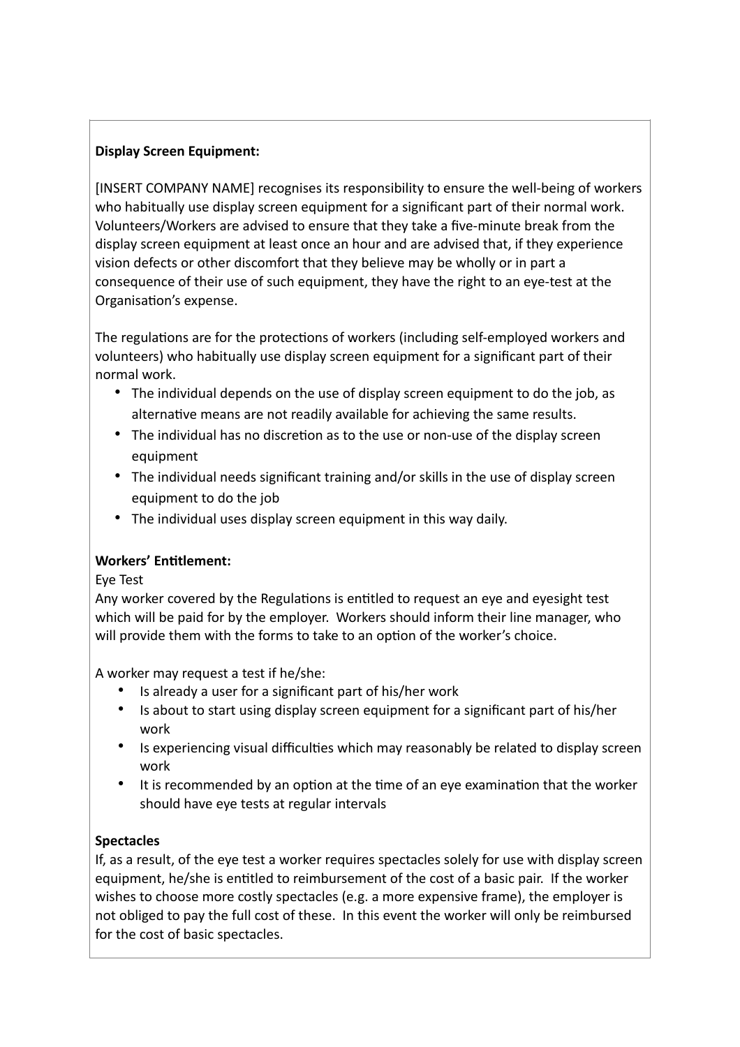**Display Screen Equipment:**

[INSERT COMPANY NAME] recognises its responsibility to ensure the well-being of workers who habitually use display screen equipment for a significant part of their normal work. Volunteers/Workers are advised to ensure that they take a five-minute break from the display screen equipment at least once an hour and are advised that, if they experience vision defects or other discomfort that they believe may be wholly or in part a consequence of their use of such equipment, they have the right to an eye-test at the Organisation's expense.

The regulations are for the protections of workers (including self-employed workers and volunteers) who habitually use display screen equipment for a significant part of their normal work.

- The individual depends on the use of display screen equipment to do the job, as alternative means are not readily available for achieving the same results.
- The individual has no discretion as to the use or non-use of the display screen equipment
- The individual needs significant training and/or skills in the use of display screen equipment to do the job
- The individual uses display screen equipment in this way daily.

**Workers' Entitlement:**

Eye Test

Any worker covered by the Regulations is entitled to request an eye and eyesight test which will be paid for by the employer. Workers should inform their line manager, who will provide them with the forms to take to an option of the worker's choice.

A worker may request a test if he/she:

- Is already a user for a significant part of his/her work
- Is about to start using display screen equipment for a significant part of his/her work
- Is experiencing visual difficulties which may reasonably be related to display screen work
- It is recommended by an option at the time of an eye examination that the worker should have eye tests at regular intervals

**Spectacles**

If, as a result, of the eye test a worker requires spectacles solely for use with display screen equipment, he/she is entitled to reimbursement of the cost of a basic pair. If the worker wishes to choose more costly spectacles (e.g. a more expensive frame), the employer is not obliged to pay the full cost of these. In this event the worker will only be reimbursed for the cost of basic spectacles.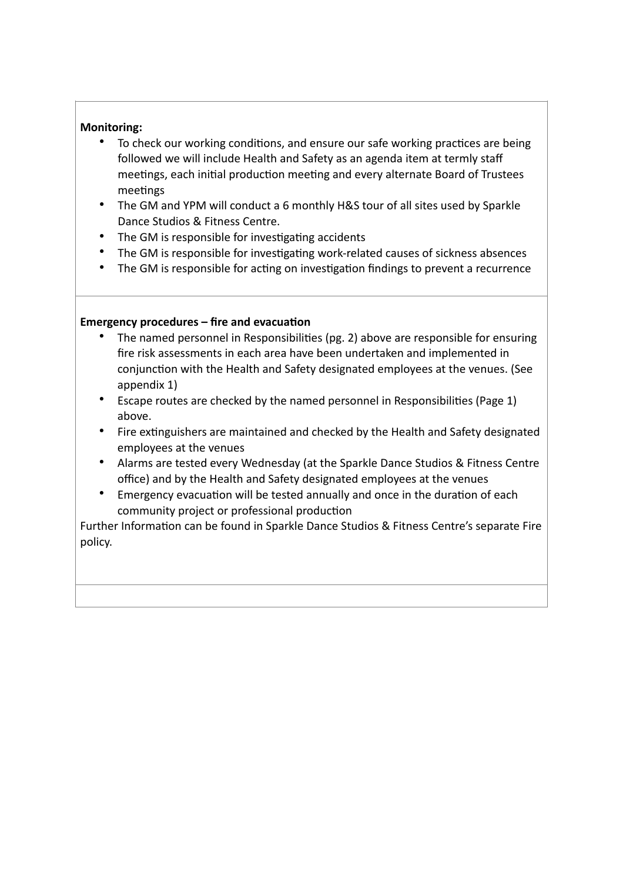**Monitoring:**

- To check our working conditions, and ensure our safe working practices are being followed we will include Health and Safety as an agenda item at termly staff meetings, each initial production meeting and every alternate Board of Trustees meetings
- The GM and YPM will conduct a 6 monthly H&S tour of all sites used by Sparkle Dance Studios & Fitness Centre.
- The GM is responsible for investigating accidents
- The GM is responsible for investigating work-related causes of sickness absences
- The GM is responsible for acting on investigation findings to prevent a recurrence

**Emergency procedures – fire and evacuation**

- The named personnel in Responsibilities (pg. 2) above are responsible for ensuring fire risk assessments in each area have been undertaken and implemented in conjunction with the Health and Safety designated employees at the venues. (See appendix 1)
- Escape routes are checked by the named personnel in Responsibilities (Page 1) above.
- Fire extinguishers are maintained and checked by the Health and Safety designated employees at the venues
- Alarms are tested every Wednesday (at the Sparkle Dance Studios & Fitness Centre office) and by the Health and Safety designated employees at the venues
- Emergency evacuation will be tested annually and once in the duration of each community project or professional production

Further Information can be found in Sparkle Dance Studios & Fitness Centre's separate Fire policy.